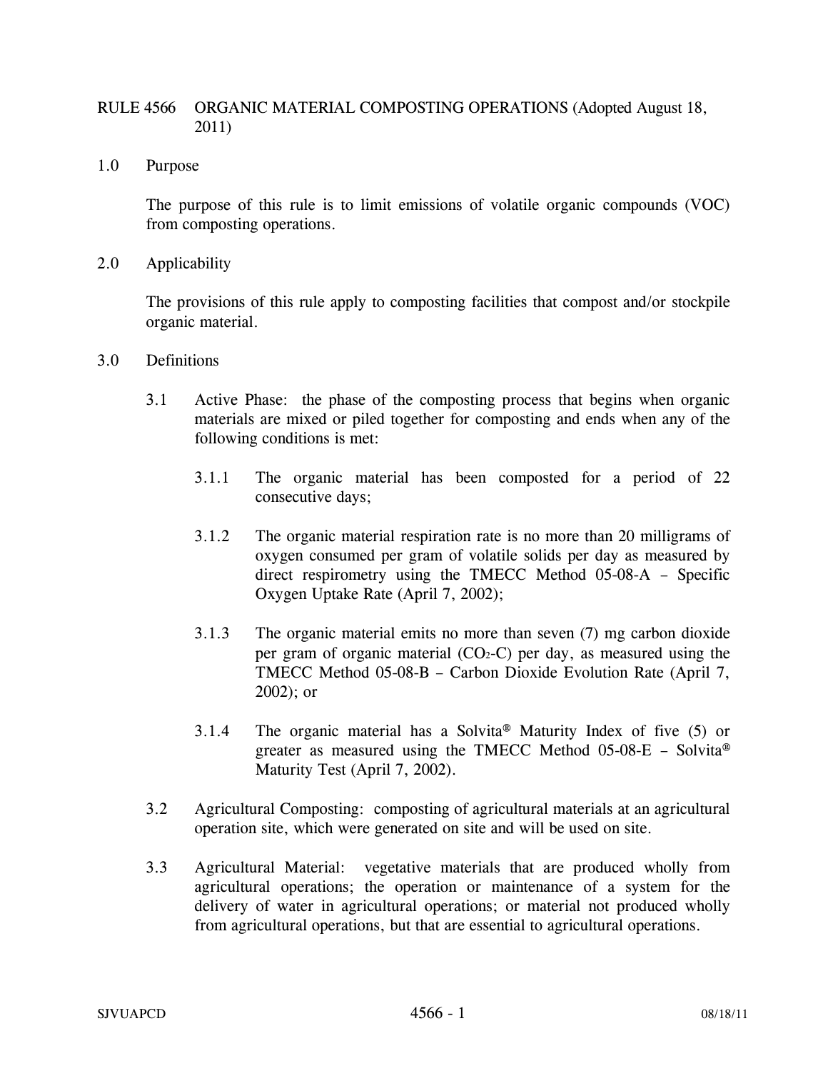# RULE 4566 ORGANIC MATERIAL COMPOSTING OPERATIONS (Adopted August 18, 2011)

## 1.0 Purpose

The purpose of this rule is to limit emissions of volatile organic compounds (VOC) from composting operations.

## 2.0 Applicability

The provisions of this rule apply to composting facilities that compost and/or stockpile organic material.

## 3.0 Definitions

3.1 Active Phase: the phase of the composting process that begins when organic materials are mixed or piled together for composting and ends when any of the following conditions is met:

3.1.1 The organic material has been composted for a period of 22 consecutive days;

3.1.2 The organic material respiration rate is no more than 20 milligrams of oxygen consumed per gram of volatile solids per day as measured by direct respirometry using the TMECC Method 05-08-A – Specific Oxygen Uptake Rate (April 7, 2002);

3.1.3 The organic material emits no more than seven (7) mg carbon dioxide per gram of organic material ($CO_2$-C) per day, as measured using the TMECC Method 05-08-B – Carbon Dioxide Evolution Rate (April 7, 2002); or

3.1.4 The organic material has a Solvita® Maturity Index of five (5) or greater as measured using the TMECC Method 05-08-E – Solvita® Maturity Test (April 7, 2002).

3.2 Agricultural Composting: composting of agricultural materials at an agricultural operation site, which were generated on site and will be used on site.

3.3 Agricultural Material: vegetative materials that are produced wholly from agricultural operations; the operation or maintenance of a system for the delivery of water in agricultural operations; or material not produced wholly from agricultural operations, but that are essential to agricultural operations.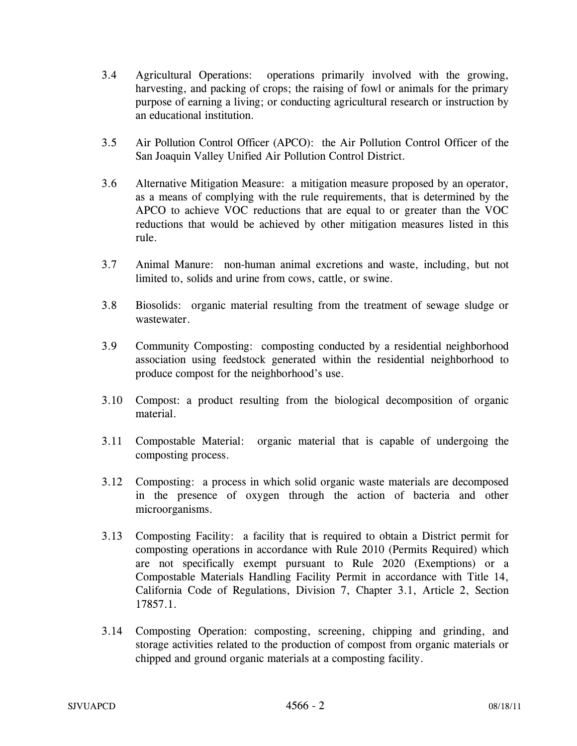3.4 Agricultural Operations: operations primarily involved with the growing, harvesting, and packing of crops; the raising of fowl or animals for the primary purpose of earning a living; or conducting agricultural research or instruction by an educational institution.

3.5 Air Pollution Control Officer (APCO): the Air Pollution Control Officer of the San Joaquin Valley Unified Air Pollution Control District.

3.6 Alternative Mitigation Measure: a mitigation measure proposed by an operator, as a means of complying with the rule requirements, that is determined by the APCO to achieve VOC reductions that are equal to or greater than the VOC reductions that would be achieved by other mitigation measures listed in this rule.

3.7 Animal Manure: non-human animal excretions and waste, including, but not limited to, solids and urine from cows, cattle, or swine.

3.8 Biosolids: organic material resulting from the treatment of sewage sludge or wastewater.

3.9 Community Composting: composting conducted by a residential neighborhood association using feedstock generated within the residential neighborhood to produce compost for the neighborhood's use.

3.10 Compost: a product resulting from the biological decomposition of organic material.

3.11 Compostable Material: organic material that is capable of undergoing the composting process.

3.12 Composting: a process in which solid organic waste materials are decomposed in the presence of oxygen through the action of bacteria and other microorganisms.

3.13 Composting Facility: a facility that is required to obtain a District permit for composting operations in accordance with Rule 2010 (Permits Required) which are not specifically exempt pursuant to Rule 2020 (Exemptions) or a Compostable Materials Handling Facility Permit in accordance with Title 14, California Code of Regulations, Division 7, Chapter 3.1, Article 2, Section 17857.1.

3.14 Composting Operation: composting, screening, chipping and grinding, and storage activities related to the production of compost from organic materials or chipped and ground organic materials at a composting facility.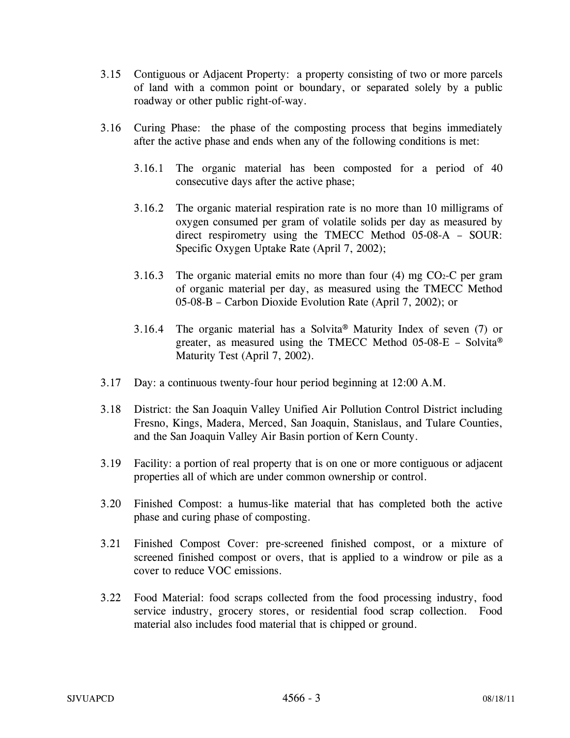3.15 Contiguous or Adjacent Property: a property consisting of two or more parcels of land with a common point or boundary, or separated solely by a public roadway or other public right-of-way.

3.16 Curing Phase: the phase of the composting process that begins immediately after the active phase and ends when any of the following conditions is met:

3.16.1 The organic material has been composted for a period of 40 consecutive days after the active phase;

3.16.2 The organic material respiration rate is no more than 10 milligrams of oxygen consumed per gram of volatile solids per day as measured by direct respirometry using the TMECC Method 05-08-A – SOUR: Specific Oxygen Uptake Rate (April 7, 2002);

3.16.3 The organic material emits no more than four (4) mg $CO_2$-C per gram of organic material per day, as measured using the TMECC Method 05-08-B – Carbon Dioxide Evolution Rate (April 7, 2002); or

3.16.4 The organic material has a Solvita® Maturity Index of seven (7) or greater, as measured using the TMECC Method 05-08-E – Solvita® Maturity Test (April 7, 2002).

3.17 Day: a continuous twenty-four hour period beginning at 12:00 A.M.

3.18 District: the San Joaquin Valley Unified Air Pollution Control District including Fresno, Kings, Madera, Merced, San Joaquin, Stanislaus, and Tulare Counties, and the San Joaquin Valley Air Basin portion of Kern County.

3.19 Facility: a portion of real property that is on one or more contiguous or adjacent properties all of which are under common ownership or control.

3.20 Finished Compost: a humus-like material that has completed both the active phase and curing phase of composting.

3.21 Finished Compost Cover: pre-screened finished compost, or a mixture of screened finished compost or overs, that is applied to a windrow or pile as a cover to reduce VOC emissions.

3.22 Food Material: food scraps collected from the food processing industry, food service industry, grocery stores, or residential food scrap collection. Food material also includes food material that is chipped or ground.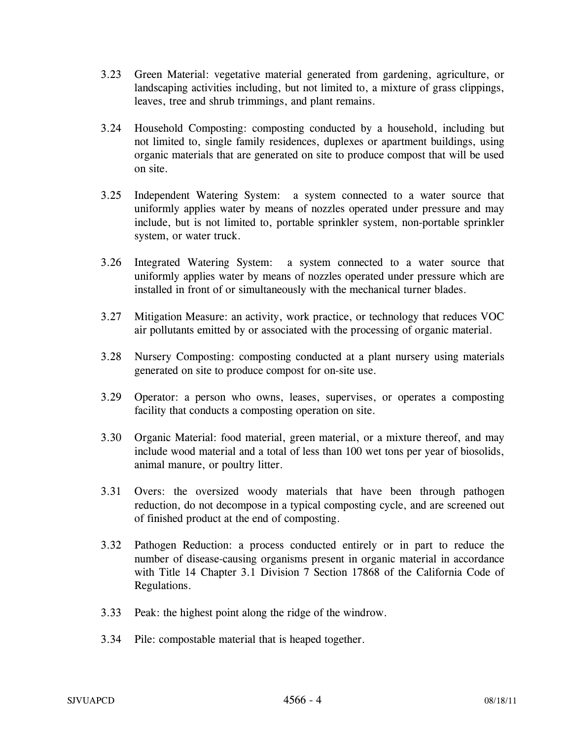3.23 Green Material: vegetative material generated from gardening, agriculture, or landscaping activities including, but not limited to, a mixture of grass clippings, leaves, tree and shrub trimmings, and plant remains.

3.24 Household Composting: composting conducted by a household, including but not limited to, single family residences, duplexes or apartment buildings, using organic materials that are generated on site to produce compost that will be used on site.

3.25 Independent Watering System: a system connected to a water source that uniformly applies water by means of nozzles operated under pressure and may include, but is not limited to, portable sprinkler system, non-portable sprinkler system, or water truck.

3.26 Integrated Watering System: a system connected to a water source that uniformly applies water by means of nozzles operated under pressure which are installed in front of or simultaneously with the mechanical turner blades.

3.27 Mitigation Measure: an activity, work practice, or technology that reduces VOC air pollutants emitted by or associated with the processing of organic material.

3.28 Nursery Composting: composting conducted at a plant nursery using materials generated on site to produce compost for on-site use.

3.29 Operator: a person who owns, leases, supervises, or operates a composting facility that conducts a composting operation on site.

3.30 Organic Material: food material, green material, or a mixture thereof, and may include wood material and a total of less than 100 wet tons per year of biosolids, animal manure, or poultry litter.

3.31 Overs: the oversized woody materials that have been through pathogen reduction, do not decompose in a typical composting cycle, and are screened out of finished product at the end of composting.

3.32 Pathogen Reduction: a process conducted entirely or in part to reduce the number of disease-causing organisms present in organic material in accordance with Title 14 Chapter 3.1 Division 7 Section 17868 of the California Code of Regulations.

3.33 Peak: the highest point along the ridge of the windrow.

3.34 Pile: compostable material that is heaped together.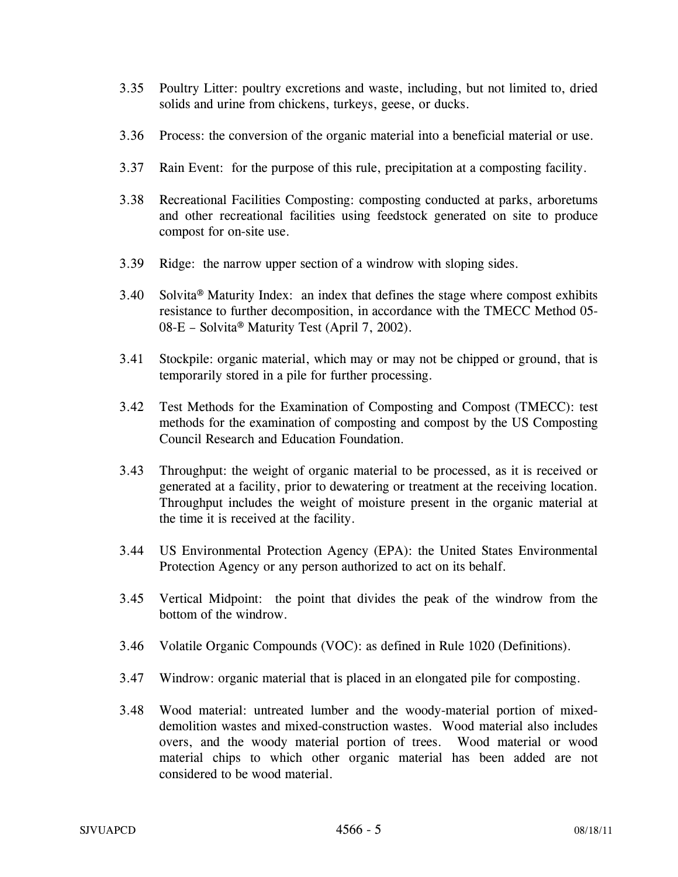3.35 Poultry Litter: poultry excretions and waste, including, but not limited to, dried solids and urine from chickens, turkeys, geese, or ducks.

3.36 Process: the conversion of the organic material into a beneficial material or use.

3.37 Rain Event: for the purpose of this rule, precipitation at a composting facility.

3.38 Recreational Facilities Composting: composting conducted at parks, arboretums and other recreational facilities using feedstock generated on site to produce compost for on-site use.

3.39 Ridge: the narrow upper section of a windrow with sloping sides.

3.40 Solvita® Maturity Index: an index that defines the stage where compost exhibits resistance to further decomposition, in accordance with the TMECC Method 05-08-E – Solvita® Maturity Test (April 7, 2002).

3.41 Stockpile: organic material, which may or may not be chipped or ground, that is temporarily stored in a pile for further processing.

3.42 Test Methods for the Examination of Composting and Compost (TMECC): test methods for the examination of composting and compost by the US Composting Council Research and Education Foundation.

3.43 Throughput: the weight of organic material to be processed, as it is received or generated at a facility, prior to dewatering or treatment at the receiving location. Throughput includes the weight of moisture present in the organic material at the time it is received at the facility.

3.44 US Environmental Protection Agency (EPA): the United States Environmental Protection Agency or any person authorized to act on its behalf.

3.45 Vertical Midpoint: the point that divides the peak of the windrow from the bottom of the windrow.

3.46 Volatile Organic Compounds (VOC): as defined in Rule 1020 (Definitions).

3.47 Windrow: organic material that is placed in an elongated pile for composting.

3.48 Wood material: untreated lumber and the woody-material portion of mixed-demolition wastes and mixed-construction wastes. Wood material also includes overs, and the woody material portion of trees. Wood material or wood material chips to which other organic material has been added are not considered to be wood material.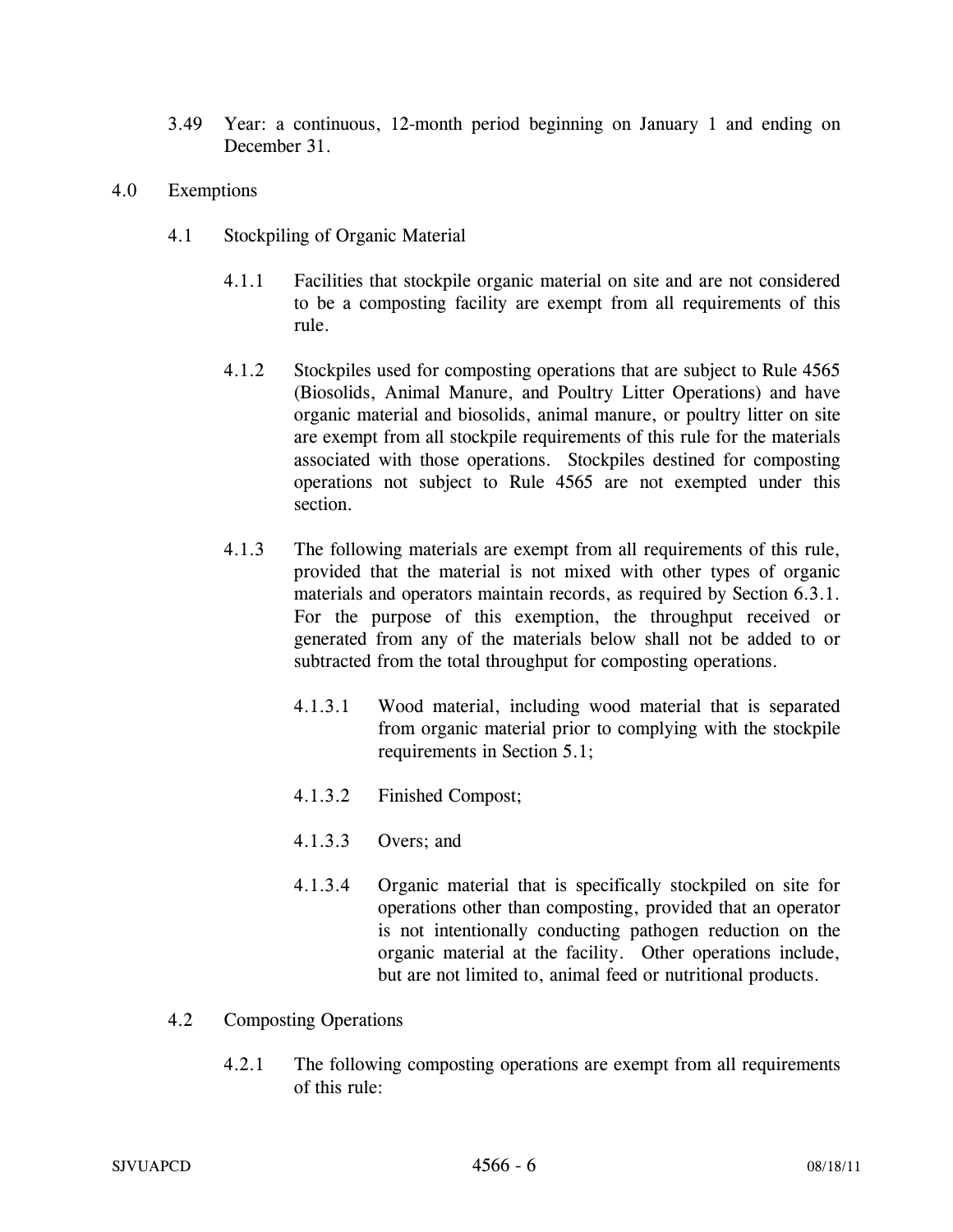3.49 Year: a continuous, 12-month period beginning on January 1 and ending on December 31.

## 4.0 Exemptions

### 4.1 Stockpiling of Organic Material

4.1.1 Facilities that stockpile organic material on site and are not considered to be a composting facility are exempt from all requirements of this rule.

4.1.2 Stockpiles used for composting operations that are subject to Rule 4565 (Biosolids, Animal Manure, and Poultry Litter Operations) and have organic material and biosolids, animal manure, or poultry litter on site are exempt from all stockpile requirements of this rule for the materials associated with those operations. Stockpiles destined for composting operations not subject to Rule 4565 are not exempted under this section.

4.1.3 The following materials are exempt from all requirements of this rule, provided that the material is not mixed with other types of organic materials and operators maintain records, as required by Section 6.3.1. For the purpose of this exemption, the throughput received or generated from any of the materials below shall not be added to or subtracted from the total throughput for composting operations.

4.1.3.1 Wood material, including wood material that is separated from organic material prior to complying with the stockpile requirements in Section 5.1;

4.1.3.2 Finished Compost;

4.1.3.3 Overs; and

4.1.3.4 Organic material that is specifically stockpiled on site for operations other than composting, provided that an operator is not intentionally conducting pathogen reduction on the organic material at the facility. Other operations include, but are not limited to, animal feed or nutritional products.

### 4.2 Composting Operations

4.2.1 The following composting operations are exempt from all requirements of this rule: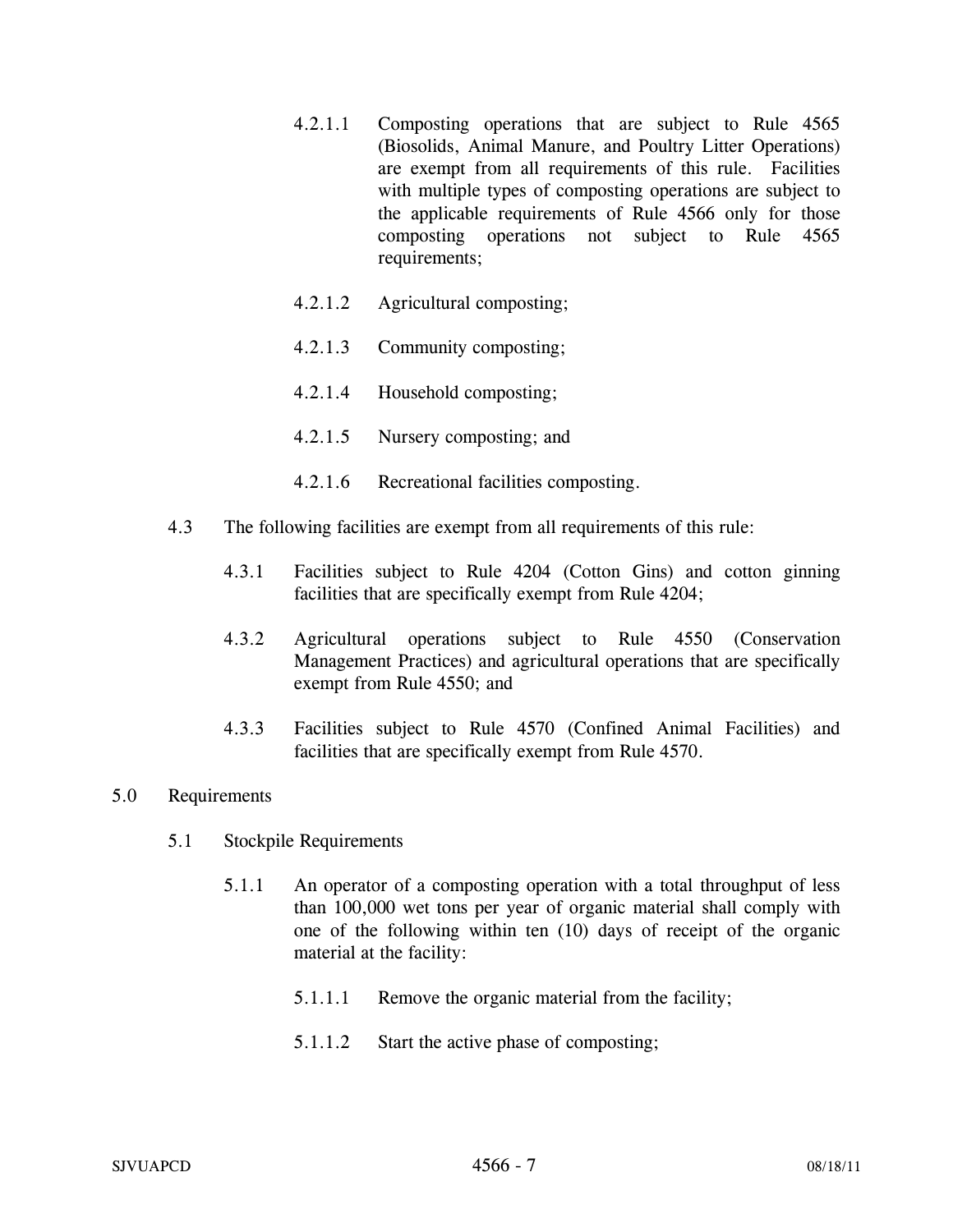4.2.1.1 Composting operations that are subject to Rule 4565 (Biosolids, Animal Manure, and Poultry Litter Operations) are exempt from all requirements of this rule. Facilities with multiple types of composting operations are subject to the applicable requirements of Rule 4566 only for those composting operations not subject to Rule 4565 requirements;

4.2.1.2 Agricultural composting;

4.2.1.3 Community composting;

4.2.1.4 Household composting;

4.2.1.5 Nursery composting; and

4.2.1.6 Recreational facilities composting.

4.3 The following facilities are exempt from all requirements of this rule:

4.3.1 Facilities subject to Rule 4204 (Cotton Gins) and cotton ginning facilities that are specifically exempt from Rule 4204;

4.3.2 Agricultural operations subject to Rule 4550 (Conservation Management Practices) and agricultural operations that are specifically exempt from Rule 4550; and

4.3.3 Facilities subject to Rule 4570 (Confined Animal Facilities) and facilities that are specifically exempt from Rule 4570.

## 5.0 Requirements

### 5.1 Stockpile Requirements

5.1.1 An operator of a composting operation with a total throughput of less than 100,000 wet tons per year of organic material shall comply with one of the following within ten (10) days of receipt of the organic material at the facility:

5.1.1.1 Remove the organic material from the facility;

5.1.1.2 Start the active phase of composting;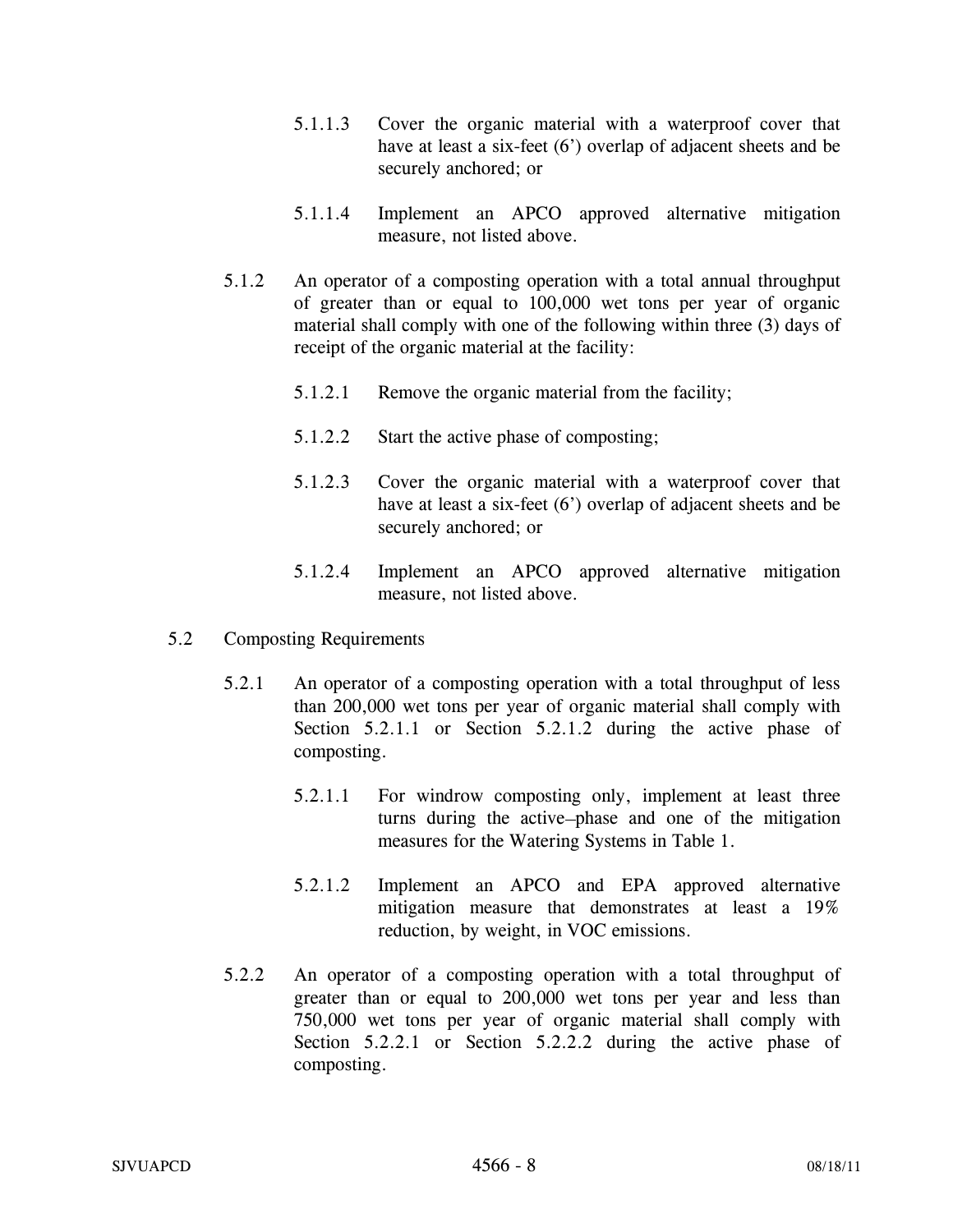5.1.1.3 Cover the organic material with a waterproof cover that have at least a six-feet (6') overlap of adjacent sheets and be securely anchored; or

5.1.1.4 Implement an APCO approved alternative mitigation measure, not listed above.

5.1.2 An operator of a composting operation with a total annual throughput of greater than or equal to 100,000 wet tons per year of organic material shall comply with one of the following within three (3) days of receipt of the organic material at the facility:

5.1.2.1 Remove the organic material from the facility;

5.1.2.2 Start the active phase of composting;

5.1.2.3 Cover the organic material with a waterproof cover that have at least a six-feet (6') overlap of adjacent sheets and be securely anchored; or

5.1.2.4 Implement an APCO approved alternative mitigation measure, not listed above.

5.2 Composting Requirements

5.2.1 An operator of a composting operation with a total throughput of less than 200,000 wet tons per year of organic material shall comply with Section 5.2.1.1 or Section 5.2.1.2 during the active phase of composting.

5.2.1.1 For windrow composting only, implement at least three turns during the active–phase and one of the mitigation measures for the Watering Systems in Table 1.

5.2.1.2 Implement an APCO and EPA approved alternative mitigation measure that demonstrates at least a 19% reduction, by weight, in VOC emissions.

5.2.2 An operator of a composting operation with a total throughput of greater than or equal to 200,000 wet tons per year and less than 750,000 wet tons per year of organic material shall comply with Section 5.2.2.1 or Section 5.2.2.2 during the active phase of composting.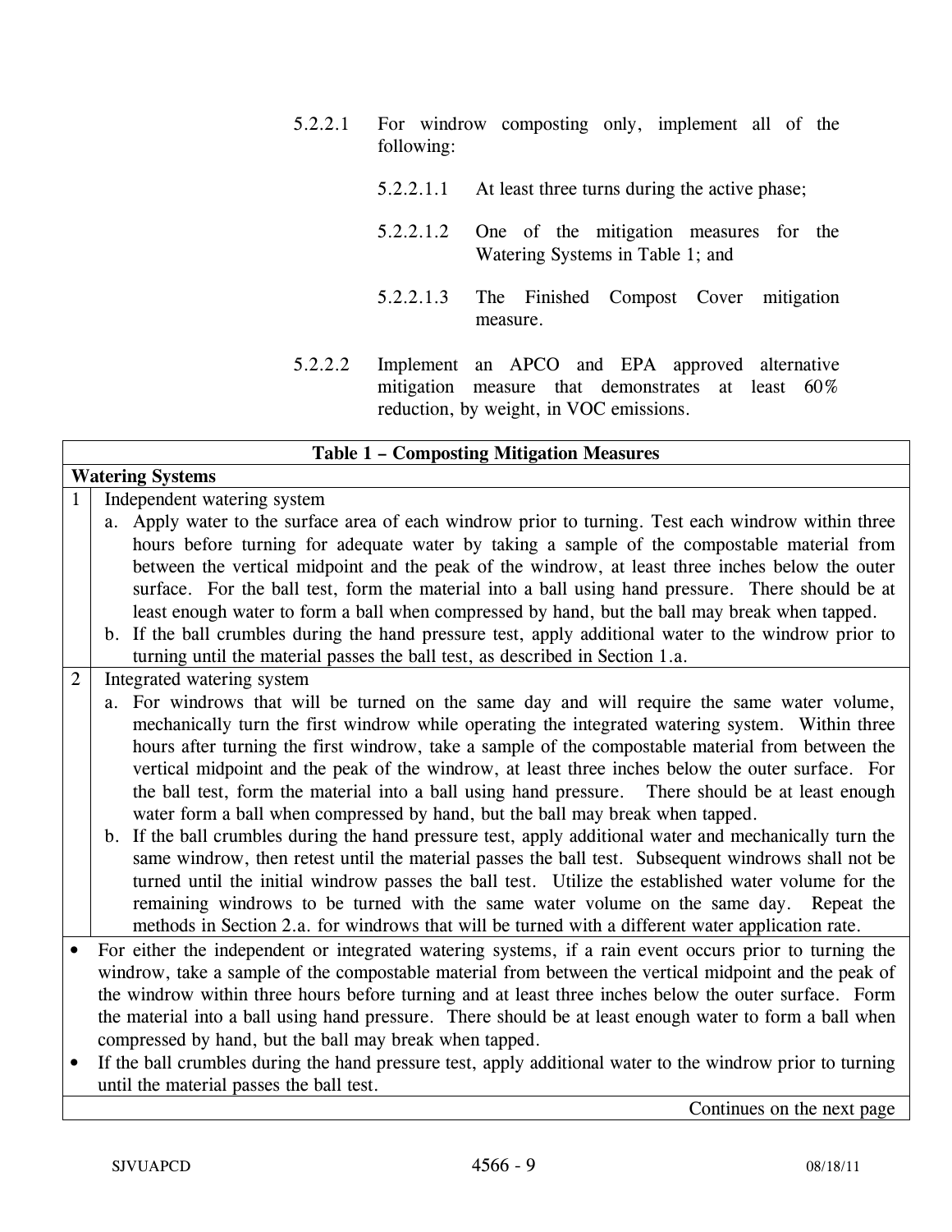5.2.2.1 For windrow composting only, implement all of the following:

5.2.2.1.1 At least three turns during the active phase;

5.2.2.1.2 One of the mitigation measures for the Watering Systems in Table 1; and

5.2.2.1.3 The Finished Compost Cover mitigation measure.

5.2.2.2 Implement an APCO and EPA approved alternative mitigation measure that demonstrates at least 60% reduction, by weight, in VOC emissions.

| **Table 1 – Composting Mitigation Measures** | |
|---|---|
| **Watering Systems** | |
| 1 | Independent watering system<br>a. Apply water to the surface area of each windrow prior to turning. Test each windrow within three hours before turning for adequate water by taking a sample of the compostable material from between the vertical midpoint and the peak of the windrow, at least three inches below the outer surface. For the ball test, form the material into a ball using hand pressure. There should be at least enough water to form a ball when compressed by hand, but the ball may break when tapped.<br>b. If the ball crumbles during the hand pressure test, apply additional water to the windrow prior to turning until the material passes the ball test, as described in Section 1.a. |
| 2 | Integrated watering system<br>a. For windrows that will be turned on the same day and will require the same water volume, mechanically turn the first windrow while operating the integrated watering system. Within three hours after turning the first windrow, take a sample of the compostable material from between the vertical midpoint and the peak of the windrow, at least three inches below the outer surface. For the ball test, form the material into a ball using hand pressure. There should be at least enough water form a ball when compressed by hand, but the ball may break when tapped.<br>b. If the ball crumbles during the hand pressure test, apply additional water and mechanically turn the same windrow, then retest until the material passes the ball test. Subsequent windrows shall not be turned until the initial windrow passes the ball test. Utilize the established water volume for the remaining windrows to be turned with the same water volume on the same day. Repeat the methods in Section 2.a. for windrows that will be turned with a different water application rate. |
| • For either the independent or integrated watering systems, if a rain event occurs prior to turning the windrow, take a sample of the compostable material from between the vertical midpoint and the peak of the windrow within three hours before turning and at least three inches below the outer surface. Form the material into a ball using hand pressure. There should be at least enough water to form a ball when compressed by hand, but the ball may break when tapped.<br>• If the ball crumbles during the hand pressure test, apply additional water to the windrow prior to turning until the material passes the ball test. | |
| Continues on the next page | |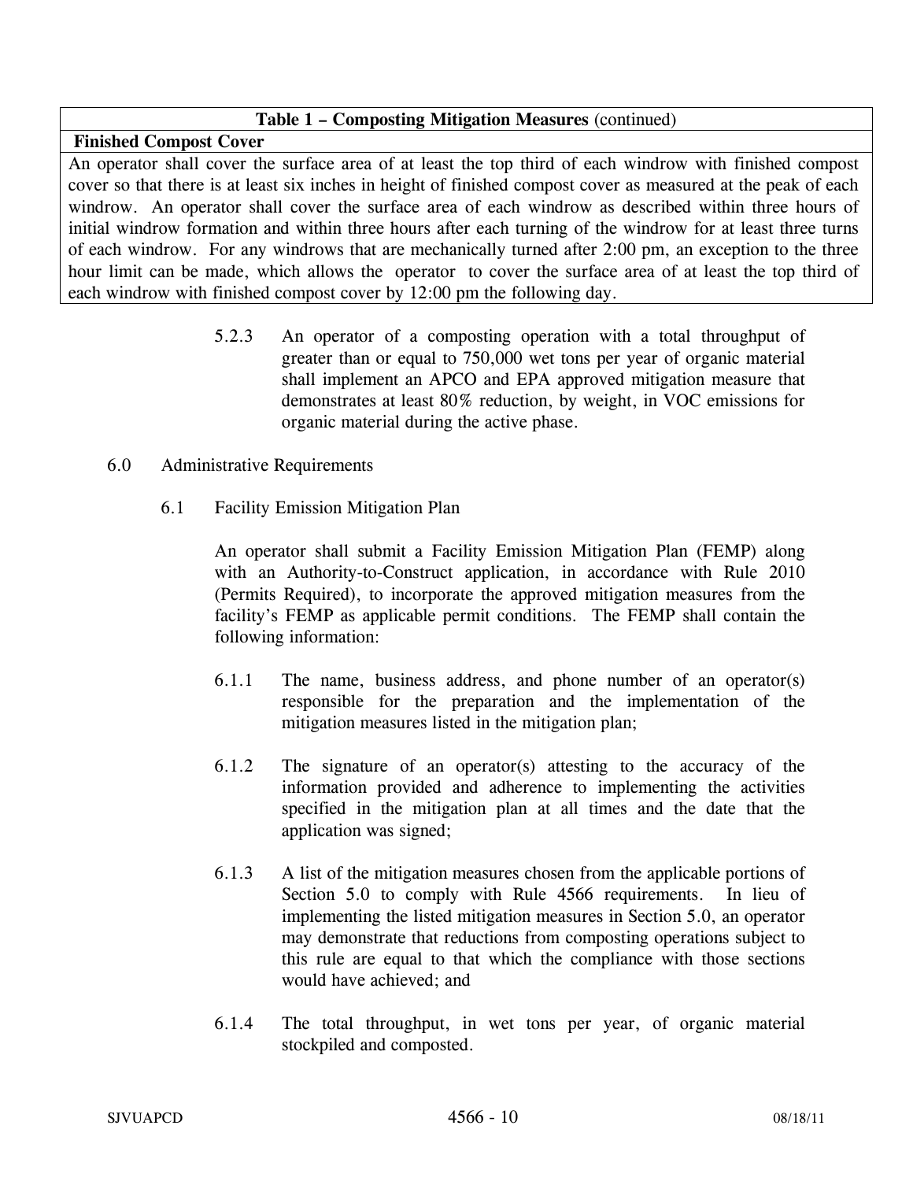| Table 1 – Composting Mitigation Measures (continued) |
|---|
| **Finished Compost Cover** |
| An operator shall cover the surface area of at least the top third of each windrow with finished compost cover so that there is at least six inches in height of finished compost cover as measured at the peak of each windrow. An operator shall cover the surface area of each windrow as described within three hours of initial windrow formation and within three hours after each turning of the windrow for at least three turns of each windrow. For any windrows that are mechanically turned after 2:00 pm, an exception to the three hour limit can be made, which allows the operator to cover the surface area of at least the top third of each windrow with finished compost cover by 12:00 pm the following day. |

5.2.3 An operator of a composting operation with a total throughput of greater than or equal to 750,000 wet tons per year of organic material shall implement an APCO and EPA approved mitigation measure that demonstrates at least 80% reduction, by weight, in VOC emissions for organic material during the active phase.

6.0 Administrative Requirements

6.1 Facility Emission Mitigation Plan

An operator shall submit a Facility Emission Mitigation Plan (FEMP) along with an Authority-to-Construct application, in accordance with Rule 2010 (Permits Required), to incorporate the approved mitigation measures from the facility's FEMP as applicable permit conditions. The FEMP shall contain the following information:

6.1.1 The name, business address, and phone number of an operator(s) responsible for the preparation and the implementation of the mitigation measures listed in the mitigation plan;

6.1.2 The signature of an operator(s) attesting to the accuracy of the information provided and adherence to implementing the activities specified in the mitigation plan at all times and the date that the application was signed;

6.1.3 A list of the mitigation measures chosen from the applicable portions of Section 5.0 to comply with Rule 4566 requirements. In lieu of implementing the listed mitigation measures in Section 5.0, an operator may demonstrate that reductions from composting operations subject to this rule are equal to that which the compliance with those sections would have achieved; and

6.1.4 The total throughput, in wet tons per year, of organic material stockpiled and composted.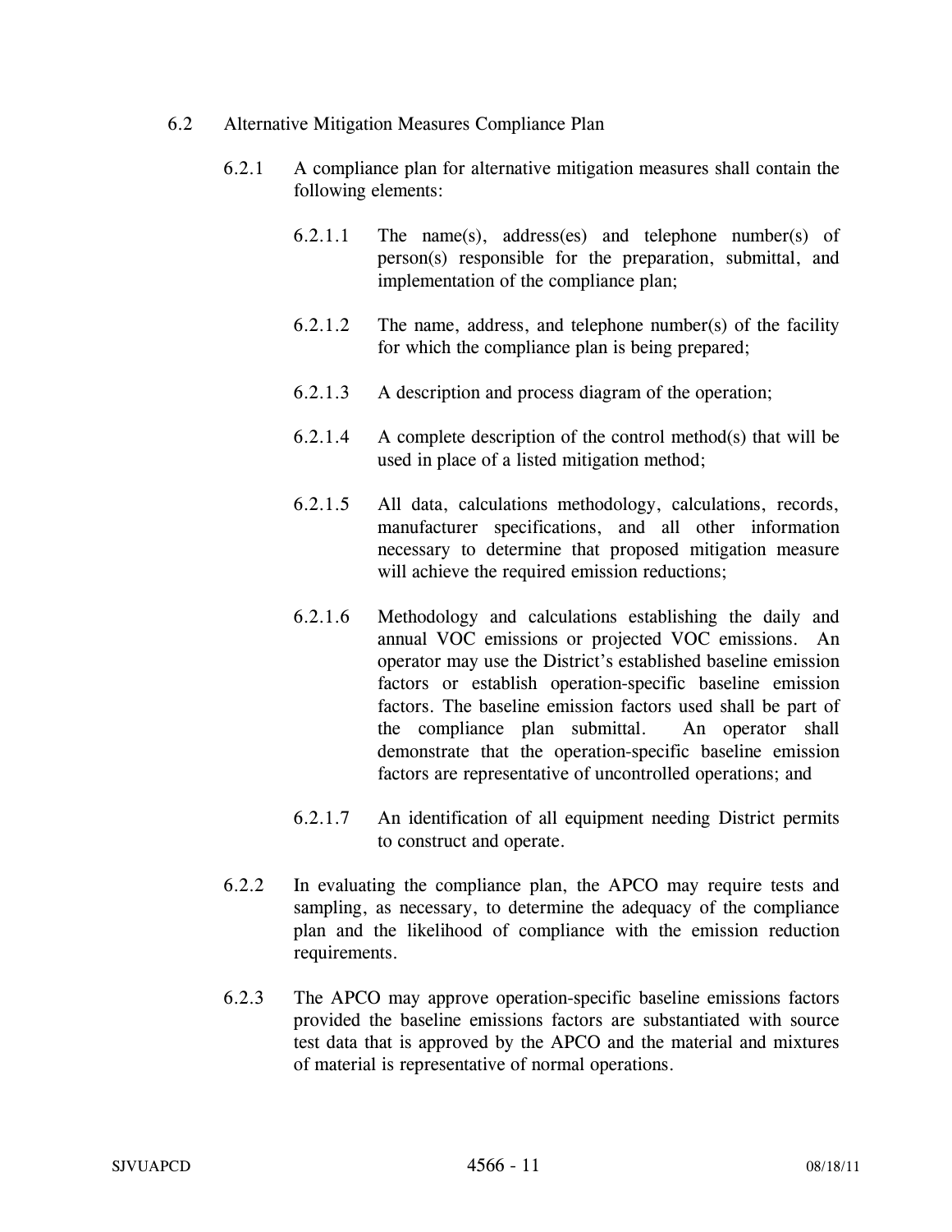6.2 Alternative Mitigation Measures Compliance Plan

6.2.1 A compliance plan for alternative mitigation measures shall contain the following elements:

6.2.1.1 The name(s), address(es) and telephone number(s) of person(s) responsible for the preparation, submittal, and implementation of the compliance plan;

6.2.1.2 The name, address, and telephone number(s) of the facility for which the compliance plan is being prepared;

6.2.1.3 A description and process diagram of the operation;

6.2.1.4 A complete description of the control method(s) that will be used in place of a listed mitigation method;

6.2.1.5 All data, calculations methodology, calculations, records, manufacturer specifications, and all other information necessary to determine that proposed mitigation measure will achieve the required emission reductions;

6.2.1.6 Methodology and calculations establishing the daily and annual VOC emissions or projected VOC emissions. An operator may use the District's established baseline emission factors or establish operation-specific baseline emission factors. The baseline emission factors used shall be part of the compliance plan submittal. An operator shall demonstrate that the operation-specific baseline emission factors are representative of uncontrolled operations; and

6.2.1.7 An identification of all equipment needing District permits to construct and operate.

6.2.2 In evaluating the compliance plan, the APCO may require tests and sampling, as necessary, to determine the adequacy of the compliance plan and the likelihood of compliance with the emission reduction requirements.

6.2.3 The APCO may approve operation-specific baseline emissions factors provided the baseline emissions factors are substantiated with source test data that is approved by the APCO and the material and mixtures of material is representative of normal operations.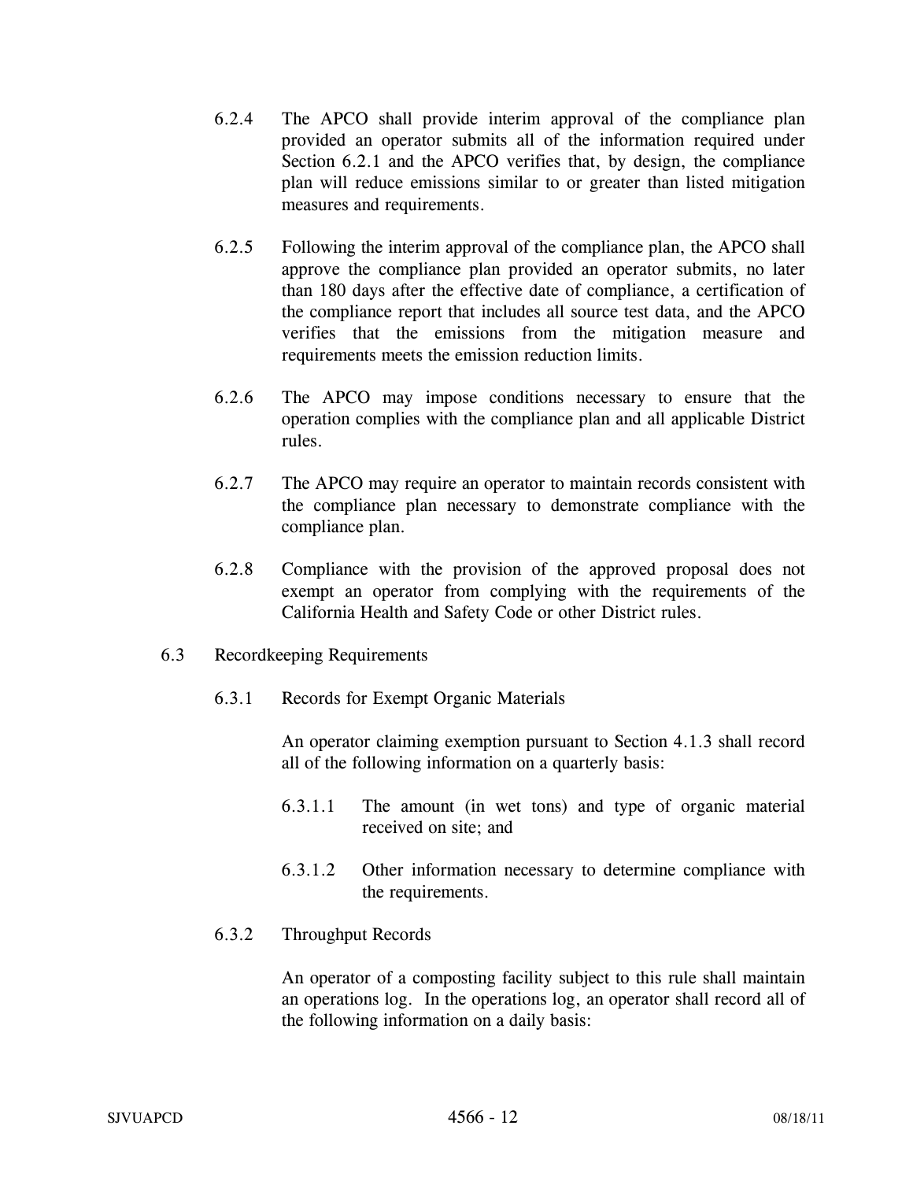6.2.4 The APCO shall provide interim approval of the compliance plan provided an operator submits all of the information required under Section 6.2.1 and the APCO verifies that, by design, the compliance plan will reduce emissions similar to or greater than listed mitigation measures and requirements.

6.2.5 Following the interim approval of the compliance plan, the APCO shall approve the compliance plan provided an operator submits, no later than 180 days after the effective date of compliance, a certification of the compliance report that includes all source test data, and the APCO verifies that the emissions from the mitigation measure and requirements meets the emission reduction limits.

6.2.6 The APCO may impose conditions necessary to ensure that the operation complies with the compliance plan and all applicable District rules.

6.2.7 The APCO may require an operator to maintain records consistent with the compliance plan necessary to demonstrate compliance with the compliance plan.

6.2.8 Compliance with the provision of the approved proposal does not exempt an operator from complying with the requirements of the California Health and Safety Code or other District rules.

6.3 Recordkeeping Requirements

6.3.1 Records for Exempt Organic Materials

An operator claiming exemption pursuant to Section 4.1.3 shall record all of the following information on a quarterly basis:

6.3.1.1 The amount (in wet tons) and type of organic material received on site; and

6.3.1.2 Other information necessary to determine compliance with the requirements.

6.3.2 Throughput Records

An operator of a composting facility subject to this rule shall maintain an operations log. In the operations log, an operator shall record all of the following information on a daily basis: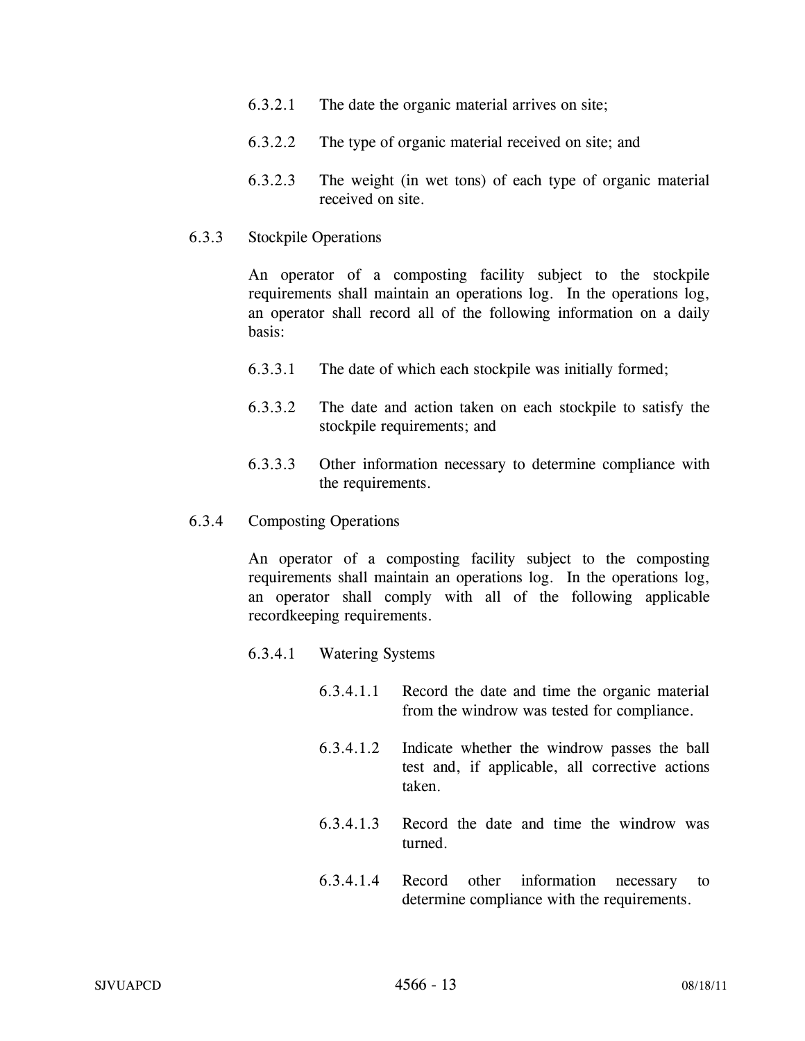6.3.2.1 The date the organic material arrives on site;

6.3.2.2 The type of organic material received on site; and

6.3.2.3 The weight (in wet tons) of each type of organic material received on site.

6.3.3 Stockpile Operations

An operator of a composting facility subject to the stockpile requirements shall maintain an operations log. In the operations log, an operator shall record all of the following information on a daily basis:

6.3.3.1 The date of which each stockpile was initially formed;

6.3.3.2 The date and action taken on each stockpile to satisfy the stockpile requirements; and

6.3.3.3 Other information necessary to determine compliance with the requirements.

6.3.4 Composting Operations

An operator of a composting facility subject to the composting requirements shall maintain an operations log. In the operations log, an operator shall comply with all of the following applicable recordkeeping requirements.

6.3.4.1 Watering Systems

6.3.4.1.1 Record the date and time the organic material from the windrow was tested for compliance.

6.3.4.1.2 Indicate whether the windrow passes the ball test and, if applicable, all corrective actions taken.

6.3.4.1.3 Record the date and time the windrow was turned.

6.3.4.1.4 Record other information necessary to determine compliance with the requirements.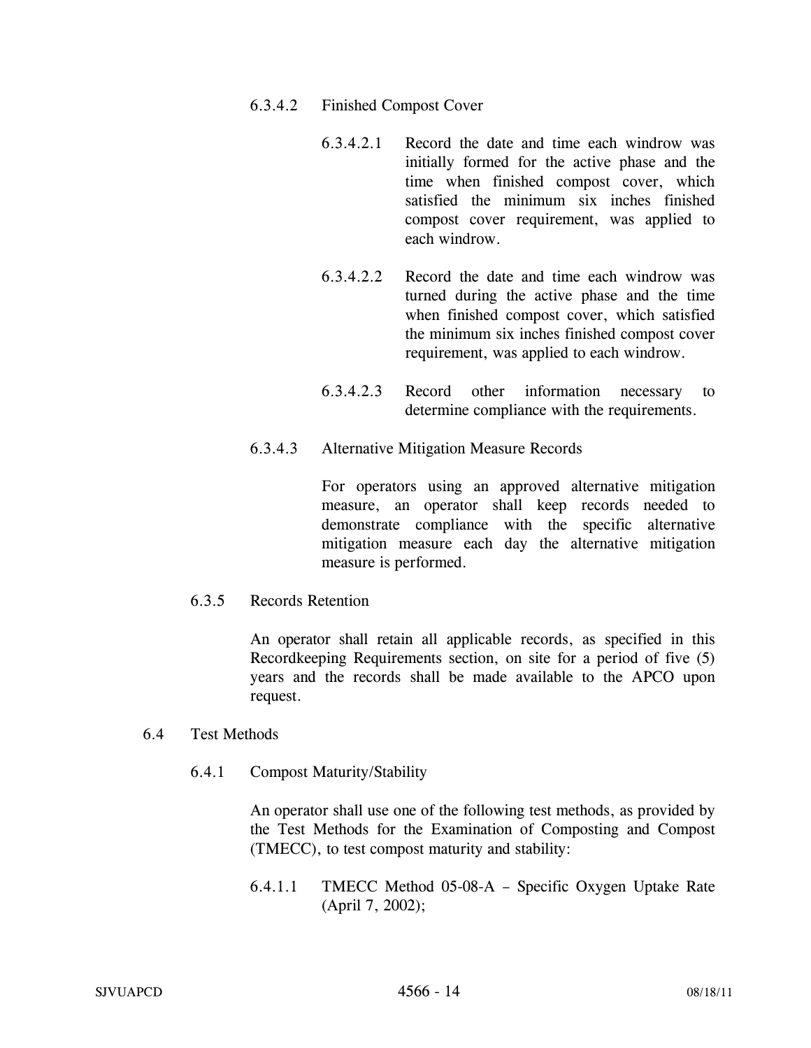6.3.4.2 Finished Compost Cover

6.3.4.2.1 Record the date and time each windrow was initially formed for the active phase and the time when finished compost cover, which satisfied the minimum six inches finished compost cover requirement, was applied to each windrow.

6.3.4.2.2 Record the date and time each windrow was turned during the active phase and the time when finished compost cover, which satisfied the minimum six inches finished compost cover requirement, was applied to each windrow.

6.3.4.2.3 Record other information necessary to determine compliance with the requirements.

6.3.4.3 Alternative Mitigation Measure Records

For operators using an approved alternative mitigation measure, an operator shall keep records needed to demonstrate compliance with the specific alternative mitigation measure each day the alternative mitigation measure is performed.

6.3.5 Records Retention

An operator shall retain all applicable records, as specified in this Recordkeeping Requirements section, on site for a period of five (5) years and the records shall be made available to the APCO upon request.

6.4 Test Methods

6.4.1 Compost Maturity/Stability

An operator shall use one of the following test methods, as provided by the Test Methods for the Examination of Composting and Compost (TMECC), to test compost maturity and stability:

6.4.1.1 TMECC Method 05-08-A – Specific Oxygen Uptake Rate (April 7, 2002);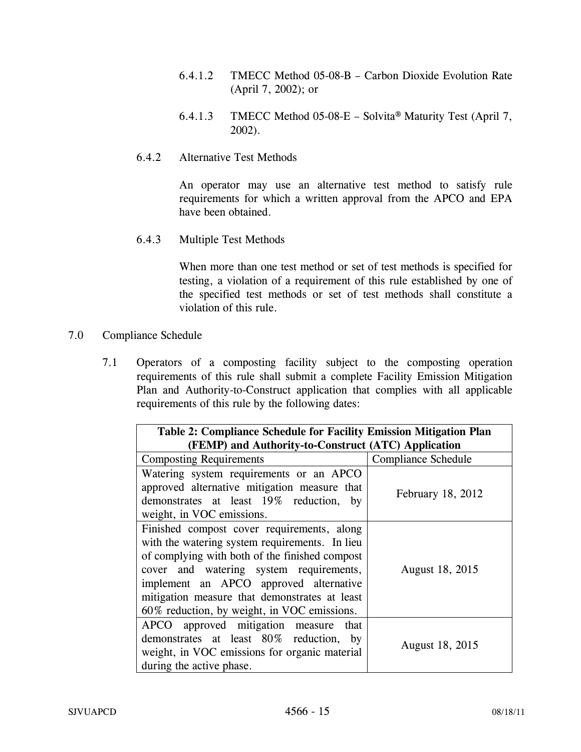6.4.1.2 TMECC Method 05-08-B – Carbon Dioxide Evolution Rate (April 7, 2002); or

6.4.1.3 TMECC Method 05-08-E – Solvita® Maturity Test (April 7, 2002).

6.4.2 Alternative Test Methods

An operator may use an alternative test method to satisfy rule requirements for which a written approval from the APCO and EPA have been obtained.

6.4.3 Multiple Test Methods

When more than one test method or set of test methods is specified for testing, a violation of a requirement of this rule established by one of the specified test methods or set of test methods shall constitute a violation of this rule.

## 7.0 Compliance Schedule

7.1 Operators of a composting facility subject to the composting operation requirements of this rule shall submit a complete Facility Emission Mitigation Plan and Authority-to-Construct application that complies with all applicable requirements of this rule by the following dates:

**Table 2: Compliance Schedule for Facility Emission Mitigation Plan (FEMP) and Authority-to-Construct (ATC) Application**

| Composting Requirements | Compliance Schedule |
|---|---|
| Watering system requirements or an APCO approved alternative mitigation measure that demonstrates at least 19% reduction, by weight, in VOC emissions. | February 18, 2012 |
| Finished compost cover requirements, along with the watering system requirements. In lieu of complying with both of the finished compost cover and watering system requirements, implement an APCO approved alternative mitigation measure that demonstrates at least 60% reduction, by weight, in VOC emissions. | August 18, 2015 |
| APCO approved mitigation measure that demonstrates at least 80% reduction, by weight, in VOC emissions for organic material during the active phase. | August 18, 2015 |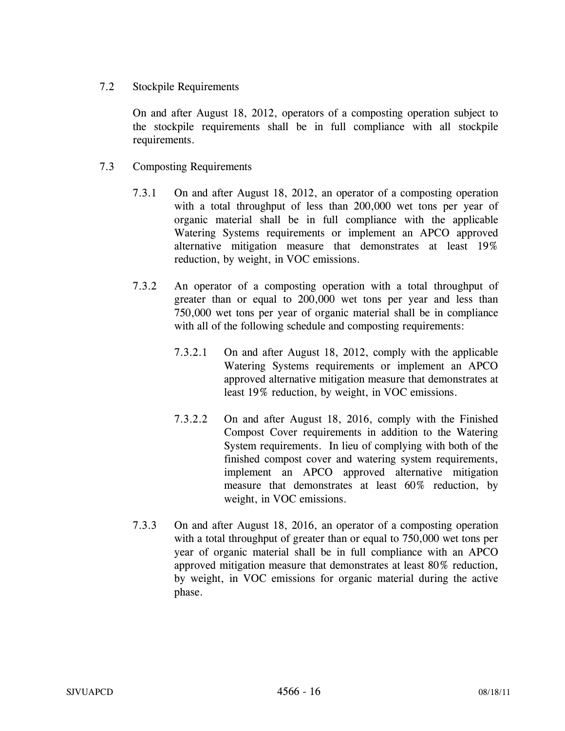7.2 Stockpile Requirements

On and after August 18, 2012, operators of a composting operation subject to the stockpile requirements shall be in full compliance with all stockpile requirements.

7.3 Composting Requirements

7.3.1 On and after August 18, 2012, an operator of a composting operation with a total throughput of less than 200,000 wet tons per year of organic material shall be in full compliance with the applicable Watering Systems requirements or implement an APCO approved alternative mitigation measure that demonstrates at least 19% reduction, by weight, in VOC emissions.

7.3.2 An operator of a composting operation with a total throughput of greater than or equal to 200,000 wet tons per year and less than 750,000 wet tons per year of organic material shall be in compliance with all of the following schedule and composting requirements:

7.3.2.1 On and after August 18, 2012, comply with the applicable Watering Systems requirements or implement an APCO approved alternative mitigation measure that demonstrates at least 19% reduction, by weight, in VOC emissions.

7.3.2.2 On and after August 18, 2016, comply with the Finished Compost Cover requirements in addition to the Watering System requirements. In lieu of complying with both of the finished compost cover and watering system requirements, implement an APCO approved alternative mitigation measure that demonstrates at least 60% reduction, by weight, in VOC emissions.

7.3.3 On and after August 18, 2016, an operator of a composting operation with a total throughput of greater than or equal to 750,000 wet tons per year of organic material shall be in full compliance with an APCO approved mitigation measure that demonstrates at least 80% reduction, by weight, in VOC emissions for organic material during the active phase.